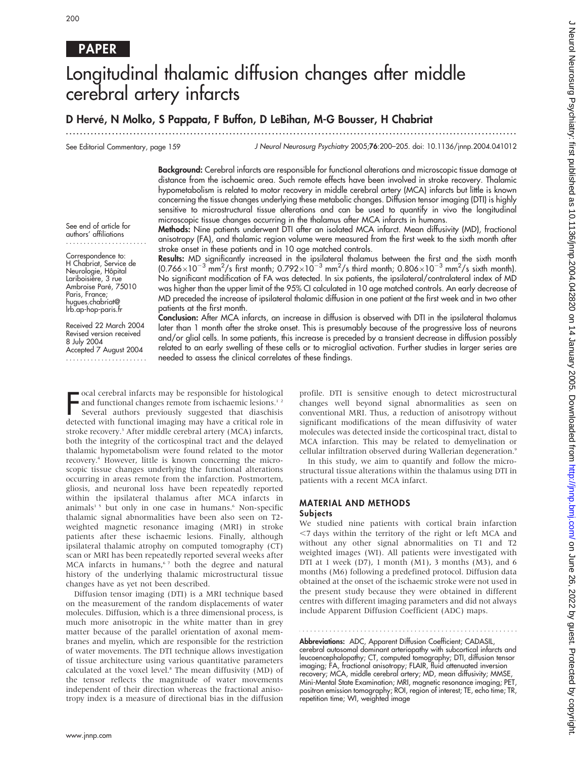**PAPER**

# Longitudinal thalamic diffusion changes after middle cerebral artery infarcts

**D Hervé, N Molko, S Pappata, F Buffon, D LeBihan, M-G Bousser, H Chabriat**

See Editorial Commentary, page 159

See end of article for authors' affiliations

Correspondence to: H Chabriat, Service de Neurologie, Hôpital Lariboisière, 3 rue Ambroise Paré, 75010 Paris, France; hugues.chabriat@lrb.ap-hop-paris.fr

Received 22 March 2004
Revised version received 8 July 2004
Accepted 7 August 2004

**Background:** Cerebral infarcts are responsible for functional alterations and microscopic tissue damage at distance from the ischaemic area. Such remote effects have been involved in stroke recovery. Thalamic hypometabolism is related to motor recovery in middle cerebral artery (MCA) infarcts but little is known concerning the tissue changes underlying these metabolic changes. Diffusion tensor imaging (DTI) is highly sensitive to microstructural tissue alterations and can be used to quantify in vivo the longitudinal microscopic tissue changes occurring in the thalamus after MCA infarcts in humans.

**Methods:** Nine patients underwent DTI after an isolated MCA infarct. Mean diffusivity (MD), fractional anisotropy (FA), and thalamic region volume were measured from the first week to the sixth month after stroke onset in these patients and in 10 age matched controls.

**Results:** MD significantly increased in the ipsilateral thalamus between the first and the sixth month ($0.766\times10^{-3}$ mm$^2$/s first month; $0.792\times10^{-3}$ mm$^2$/s third month; $0.806\times10^{-3}$ mm$^2$/s sixth month). No significant modification of FA was detected. In six patients, the ipsilateral/contralateral index of MD was higher than the upper limit of the 95% CI calculated in 10 age matched controls. An early decrease of MD preceded the increase of ipsilateral thalamic diffusion in one patient at the first week and in two other patients at the first month.

**Conclusion:** After MCA infarcts, an increase in diffusion is observed with DTI in the ipsilateral thalamus later than 1 month after the stroke onset. This is presumably because of the progressive loss of neurons and/or glial cells. In some patients, this increase is preceded by a transient decrease in diffusion possibly related to an early swelling of these cells or to microglial activation. Further studies in larger series are needed to assess the clinical correlates of these findings.

Focal cerebral infarcts may be responsible for histological and functional changes remote from ischaemic lesions.[1,2] Several authors previously suggested that diaschisis detected with functional imaging may have a critical role in stroke recovery.[3] After middle cerebral artery (MCA) infarcts, both the integrity of the corticospinal tract and the delayed thalamic hypometabolism were found related to the motor recovery.[4] However, little is known concerning the microscopic tissue changes underlying the functional alterations occurring in areas remote from the infarction. Postmortem, gliosis, and neuronal loss have been repeatedly reported within the ipsilateral thalamus after MCA infarcts in animals[1,5] but only in one case in humans.[6] Non-specific thalamic signal abnormalities have been also seen on T2-weighted magnetic resonance imaging (MRI) in stroke patients after these ischaemic lesions. Finally, although ipsilateral thalamic atrophy on computed tomography (CT) scan or MRI has been repeatedly reported several weeks after MCA infarcts in humans,[6,7] both the degree and natural history of the underlying thalamic microstructural tissue changes have as yet not been described.

Diffusion tensor imaging (DTI) is a MRI technique based on the measurement of the random displacements of water molecules. Diffusion, which is a three dimensional process, is much more anisotropic in the white matter than in grey matter because of the parallel orientation of axonal membranes and myelin, which are responsible for the restriction of water movements. The DTI technique allows investigation of tissue architecture using various quantitative parameters calculated at the voxel level.[8] The mean diffusivity (MD) of the tensor reflects the magnitude of water movements independent of their direction whereas the fractional anisotropy index is a measure of directional bias in the diffusion profile. DTI is sensitive enough to detect microstructural changes well beyond signal abnormalities as seen on conventional MRI. Thus, a reduction of anisotropy without significant modifications of the mean diffusivity of water molecules was detected inside the corticospinal tract, distal to MCA infarction. This may be related to demyelination or cellular infiltration observed during Wallerian degeneration.[9]

In this study, we aim to quantify and follow the microstructural tissue alterations within the thalamus using DTI in patients with a recent MCA infarct.

## MATERIAL AND METHODS

### Subjects

We studied nine patients with cortical brain infarction <7 days within the territory of the right or left MCA and without any other signal abnormalities on T1 and T2 weighted images (WI). All patients were investigated with DTI at 1 week (D7), 1 month (M1), 3 months (M3), and 6 months (M6) following a predefined protocol. Diffusion data obtained at the onset of the ischaemic stroke were not used in the present study because they were obtained in different centres with different imaging parameters and did not always include Apparent Diffusion Coefficient (ADC) maps.

**Abbreviations:** ADC, Apparent Diffusion Coefficient; CADASIL, cerebral autosomal dominant arteriopathy with subcortical infarcts and leucoencephalopathy; CT, computed tomography; DTI, diffusion tensor imaging; FA, fractional anisotropy; FLAIR, fluid attenuated inversion recovery; MCA, middle cerebral artery; MD, mean diffusivity; MMSE, Mini-Mental State Examination; MRI, magnetic resonance imaging; PET, positron emission tomography; ROI, region of interest; TE, echo time; TR, repetition time; WI, weighted image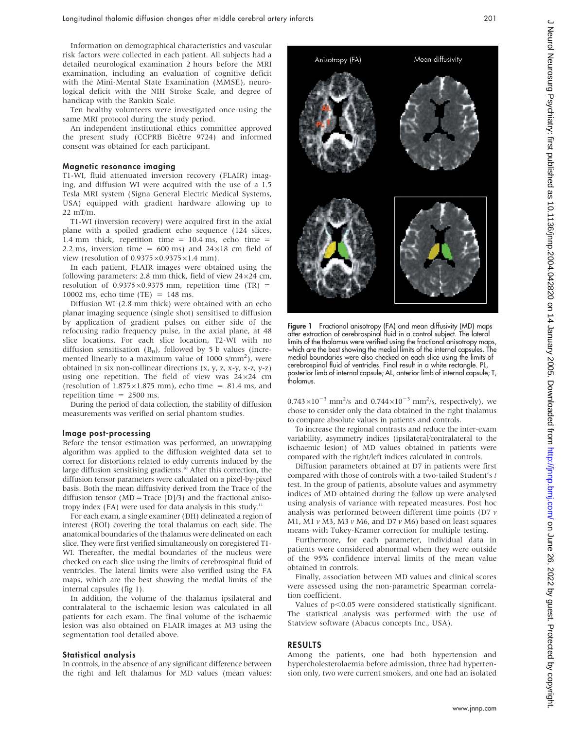Information on demographical characteristics and vascular risk factors were collected in each patient. All subjects had a detailed neurological examination 2 hours before the MRI examination, including an evaluation of cognitive deficit with the Mini-Mental State Examination (MMSE), neurological deficit with the NIH Stroke Scale, and degree of handicap with the Rankin Scale.

Ten healthy volunteers were investigated once using the same MRI protocol during the study period.

An independent institutional ethics committee approved the present study (CCPRB Bicêtre 9724) and informed consent was obtained for each participant.

### Magnetic resonance imaging

T1-WI, fluid attenuated inversion recovery (FLAIR) imaging, and diffusion WI were acquired with the use of a 1.5 Tesla MRI system (Signa General Electric Medical Systems, USA) equipped with gradient hardware allowing up to 22 mT/m.

T1-WI (inversion recovery) were acquired first in the axial plane with a spoiled gradient echo sequence (124 slices, 1.4 mm thick, repetition time = 10.4 ms, echo time = 2.2 ms, inversion time = 600 ms) and 24×18 cm field of view (resolution of 0.9375×0.9375×1.4 mm).

In each patient, FLAIR images were obtained using the following parameters: 2.8 mm thick, field of view 24×24 cm, resolution of 0.9375×0.9375 mm, repetition time (TR) = 10002 ms, echo time (TE) = 148 ms.

Diffusion WI (2.8 mm thick) were obtained with an echo planar imaging sequence (single shot) sensitised to diffusion by application of gradient pulses on either side of the refocusing radio frequency pulse, in the axial plane, at 48 slice locations. For each slice location, T2-WI with no diffusion sensitisation ($B_0$), followed by 5 b values (incremented linearly to a maximum value of 1000 s/mm$^2$), were obtained in six non-collinear directions (x, y, z, x-y, x-z, y-z) using one repetition. The field of view was 24×24 cm (resolution of 1.875×1.875 mm), echo time = 81.4 ms, and repetition time = 2500 ms.

During the period of data collection, the stability of diffusion measurements was verified on serial phantom studies.

### Image post-processing

Before the tensor estimation was performed, an unwrapping algorithm was applied to the diffusion weighted data set to correct for distortions related to eddy currents induced by the large diffusion sensitising gradients.[10] After this correction, the diffusion tensor parameters were calculated on a pixel-by-pixel basis. Both the mean diffusivity derived from the Trace of the diffusion tensor (MD = Trace [D]/3) and the fractional anisotropy index (FA) were used for data analysis in this study.[11]

For each exam, a single examiner (DH) delineated a region of interest (ROI) covering the total thalamus on each side. The anatomical boundaries of the thalamus were delineated on each slice. They were first verified simultaneously on coregistered T1-WI. Thereafter, the medial boundaries of the nucleus were checked on each slice using the limits of cerebrospinal fluid of ventricles. The lateral limits were also verified using the FA maps, which are the best showing the medial limits of the internal capsules (fig 1).

In addition, the volume of the thalamus ipsilateral and contralateral to the ischaemic lesion was calculated in all patients for each exam. The final volume of the ischaemic lesion was also obtained on FLAIR images at M3 using the segmentation tool detailed above.

### Statistical analysis

In controls, in the absence of any significant difference between the right and left thalamus for MD values (mean values: $0.743\times10^{-3}$ mm$^2$/s and $0.744\times10^{-3}$ mm$^2$/s, respectively), we chose to consider only the data obtained in the right thalamus to compare absolute values in patients and controls.

**Figure 1** Fractional anisotropy (FA) and mean diffusivity (MD) maps after extraction of cerebrospinal fluid in a control subject. The lateral limits of the thalamus were verified using the fractional anisotropy maps, which are the best showing the medial limits of the internal capsules. The medial boundaries were also checked on each slice using the limits of cerebrospinal fluid of ventricles. Final result in a white rectangle. PL, posterior limb of internal capsule; AL, anterior limb of internal capsule; T, thalamus.

To increase the regional contrasts and reduce the inter-exam variability, asymmetry indices (ipsilateral/contralateral to the ischaemic lesion) of MD values obtained in patients were compared with the right/left indices calculated in controls.

Diffusion parameters obtained at D7 in patients were first compared with those of controls with a two-tailed Student's *t* test. In the group of patients, absolute values and asymmetry indices of MD obtained during the follow up were analysed using analysis of variance with repeated measures. Post hoc analysis was performed between different time points (D7 *v* M1, M1 *v* M3, M3 *v* M6, and D7 *v* M6) based on least squares means with Tukey-Kramer correction for multiple testing.

Furthermore, for each parameter, individual data in patients were considered abnormal when they were outside of the 95% confidence interval limits of the mean value obtained in controls.

Finally, association between MD values and clinical scores were assessed using the non-parametric Spearman correlation coefficient.

Values of $p<0.05$ were considered statistically significant. The statistical analysis was performed with the use of Statview software (Abacus concepts Inc., USA).

## RESULTS

Among the patients, one had both hypertension and hypercholesterolaemia before admission, three had hypertension only, two were current smokers, and one had an isolated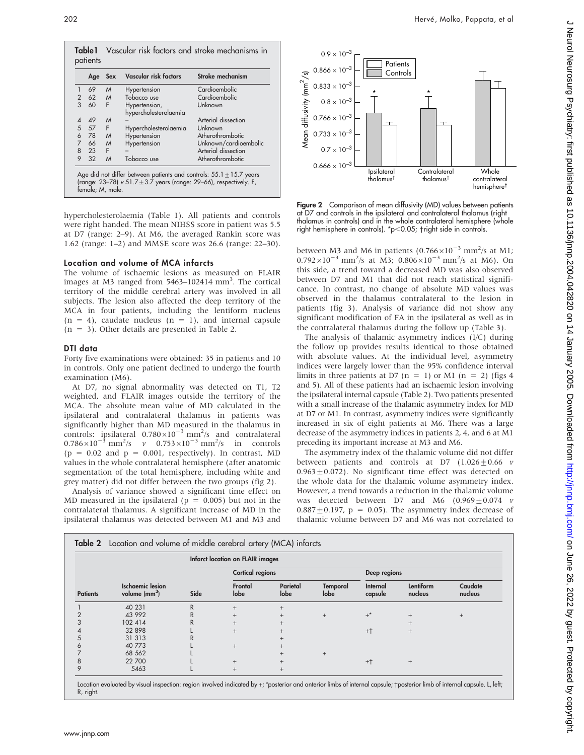**Table1** Vascular risk factors and stroke mechanisms in patients

|  | Age | Sex | Vascular risk factors | Stroke mechanism |
|---|---|---|---|---|
| 1 | 69 | M | Hypertension | Cardioembolic |
| 2 | 62 | M | Tobacco use | Cardioembolic |
| 3 | 60 | F | Hypertension, hypercholesterolaemia | Unknown |
| 4 | 49 | M | – | Arterial dissection |
| 5 | 57 | F | Hypercholesterolaemia | Unknown |
| 6 | 78 | M | Hypertension | Atherothrombotic |
| 7 | 66 | M | Hypertension | Unknown/cardioembolic |
| 8 | 23 | F | – | Arterial dissection |
| 9 | 32 | M | Tobacco use | Atherothrombotic |

Age did not differ between patients and controls: $55.1 \pm 15.7$ years (range: 23–78) *v* $51.7 \pm 3.7$ years (range: 29–66), respectively. F, female; M, male.

hypercholesterolaemia (Table 1). All patients and controls were right handed. The mean NIHSS score in patient was 5.5 at D7 (range: 2–9). At M6, the averaged Rankin score was 1.62 (range: 1–2) and MMSE score was 26.6 (range: 22–30).

### Location and volume of MCA infarcts

The volume of ischaemic lesions as measured on FLAIR images at M3 ranged from 5463–102414 mm$^3$. The cortical territory of the middle cerebral artery was involved in all subjects. The lesion also affected the deep territory of the MCA in four patients, including the lentiform nucleus (n = 4), caudate nucleus (n = 1), and internal capsule (n = 3). Other details are presented in Table 2.

### DTI data

Forty five examinations were obtained: 35 in patients and 10 in controls. Only one patient declined to undergo the fourth examination (M6).

At D7, no signal abnormality was detected on T1, T2 weighted, and FLAIR images outside the territory of the MCA. The absolute mean value of MD calculated in the ipsilateral and contralateral thalamus in patients was significantly higher than MD measured in the thalamus in controls: ipsilateral $0.780 \times 10^{-3}$ mm$^2$/s and contralateral $0.786 \times 10^{-3}$ mm$^2$/s *v* $0.753 \times 10^{-3}$ mm$^2$/s in controls (p = 0.02 and p = 0.001, respectively). In contrast, MD values in the whole contralateral hemisphere (after anatomic segmentation of the total hemisphere, including white and grey matter) did not differ between the two groups (fig 2).

Analysis of variance showed a significant time effect on MD measured in the ipsilateral (p = 0.005) but not in the contralateral thalamus. A significant increase of MD in the ipsilateral thalamus was detected between M1 and M3 and between M3 and M6 in patients ($0.766 \times 10^{-3}$ mm$^2$/s at M1; $0.792 \times 10^{-3}$ mm$^2$/s at M3; $0.806 \times 10^{-3}$ mm$^2$/s at M6). On this side, a trend toward a decreased MD was also observed between D7 and M1 that did not reach statistical significance. In contrast, no change of absolute MD values was observed in the thalamus contralateral to the lesion in patients (fig 3). Analysis of variance did not show any significant modification of FA in the ipsilateral as well as in the contralateral thalamus during the follow up (Table 3).

**Figure 2** Comparison of mean diffusivity (MD) values between patients at D7 and controls in the ipsilateral and contralateral thalamus (right thalamus in controls) and in the whole contralateral hemisphere (whole right hemisphere in controls). *p<0.05; †right side in controls.

The analysis of thalamic asymmetry indices (I/C) during the follow up provides results identical to those obtained with absolute values. At the individual level, asymmetry indices were largely lower than the 95% confidence interval limits in three patients at D7 (n = 1) or M1 (n = 2) (figs 4 and 5). All of these patients had an ischaemic lesion involving the ipsilateral internal capsule (Table 2). Two patients presented with a small increase of the thalamic asymmetry index for MD at D7 or M1. In contrast, asymmetry indices were significantly increased in six of eight patients at M6. There was a large decrease of the asymmetry indices in patients 2, 4, and 6 at M1 preceding its important increase at M3 and M6.

The asymmetry index of the thalamic volume did not differ between patients and controls at D7 ($1.026 \pm 0.66$ *v* $0.963 \pm 0.072$). No significant time effect was detected on the whole data for the thalamic volume asymmetry index. However, a trend towards a reduction in the thalamic volume was detected between D7 and M6 ($0.969 \pm 0.074$ *v* $0.887 \pm 0.197$, p = 0.05). The asymmetry index decrease of thalamic volume between D7 and M6 was not correlated to

**Table 2** Location and volume of middle cerebral artery (MCA) infarcts

| | | Infarct location on FLAIR images | | | | | | | |
|---|---|---|---|---|---|---|---|---|---|
| | | | Cortical regions | | | Deep regions | | | |
| Patients | Ischaemic lesion volume (mm$^3$) | Side | Frontal lobe | Parietal lobe | Temporal lobe | Internal capsule | Lentiform nucleus | Caudate nucleus |
| 1 | 40 231 | R | + | + | | | | |
| 2 | 43 992 | R | + | + | + | +* | + | + |
| 3 | 102 414 | R | + | + | | | + | |
| 4 | 32 898 | L | + | + | | +† | + | |
| 5 | 31 313 | R | | + | | | | |
| 6 | 40 773 | L | + | + | | | | |
| 7 | 68 562 | L | | + | + | | | |
| 8 | 22 700 | L | + | + | | +† | + | |
| 9 | 5463 | L | + | + | | | | |

Location evaluated by visual inspection: region involved indicated by +; *posterior and anterior limbs of internal capsule; †posterior limb of internal capsule. L, left; R, right.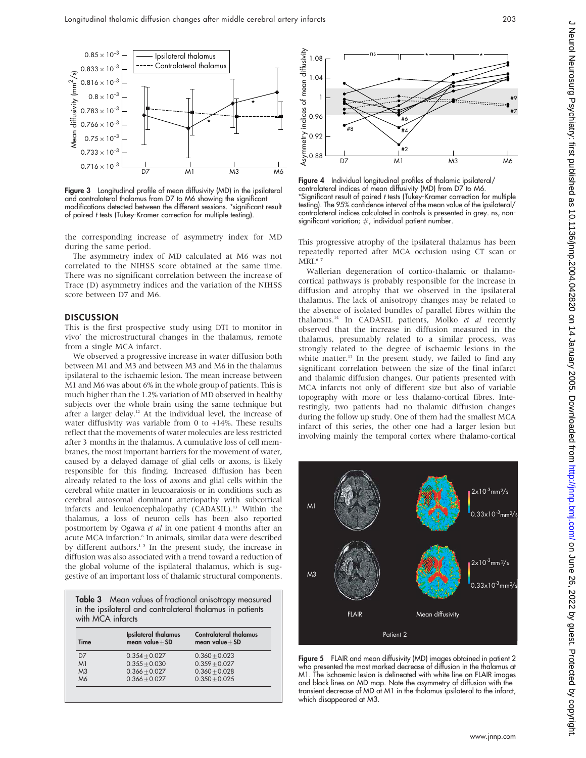Figure 3 Longitudinal profile of mean diffusivity (MD) in the ipsilateral and contralateral thalamus from D7 to M6 showing the significant modifications detected between the different sessions. *significant result of paired *t* tests (Tukey-Kramer correction for multiple testing).

Figure 4 Individual longitudinal profiles of thalamic ipsilateral/contralateral indices of mean diffusivity (MD) from D7 to M6. *Significant result of paired *t* tests (Tukey-Kramer correction for multiple testing). The 95% confidence interval of the mean value of the ipsilateral/contralateral indices calculated in controls is presented in grey. ns, non-significant variation; #, individual patient number.

the corresponding increase of asymmetry index for MD during the same period.

The asymmetry index of MD calculated at M6 was not correlated to the NIHSS score obtained at the same time. There was no significant correlation between the increase of Trace (D) asymmetry indices and the variation of the NIHSS score between D7 and M6.

## DISCUSSION

This is the first prospective study using DTI to monitor in vivo' the microstructural changes in the thalamus, remote from a single MCA infarct.

We observed a progressive increase in water diffusion both between M1 and M3 and between M3 and M6 in the thalamus ipsilateral to the ischaemic lesion. The mean increase between M1 and M6 was about 6% in the whole group of patients. This is much higher than the 1.2% variation of MD observed in healthy subjects over the whole brain using the same technique but after a larger delay.[12] At the individual level, the increase of water diffusivity was variable from 0 to +14%. These results reflect that the movements of water molecules are less restricted after 3 months in the thalamus. A cumulative loss of cell membranes, the most important barriers for the movement of water, caused by a delayed damage of glial cells or axons, is likely responsible for this finding. Increased diffusion has been already related to the loss of axons and glial cells within the cerebral white matter in leucoaraiosis or in conditions such as cerebral autosomal dominant arteriopathy with subcortical infarcts and leukoencephalopathy (CADASIL).[13] Within the thalamus, a loss of neuron cells has been also reported postmortem by Ogawa *et al* in one patient 4 months after an acute MCA infarction.[6] In animals, similar data were described by different authors.[1 5] In the present study, the increase in diffusion was also associated with a trend toward a reduction of the global volume of the ipsilateral thalamus, which is suggestive of an important loss of thalamic structural components.

Table 3 Mean values of fractional anisotropy measured in the ipsilateral and contralateral thalamus in patients with MCA infarcts

| Time | Ipsilateral thalamus mean value±SD | Contralateral thalamus mean value±SD |
|---|---|---|
| D7 | 0.354±0.027 | 0.360±0.023 |
| M1 | 0.355±0.030 | 0.359±0.027 |
| M3 | 0.366±0.027 | 0.360±0.028 |
| M6 | 0.366±0.027 | 0.350±0.025 |

This progressive atrophy of the ipsilateral thalamus has been repeatedly reported after MCA occlusion using CT scan or MRI.[6 7]

Wallerian degeneration of cortico-thalamic or thalamo-cortical pathways is probably responsible for the increase in diffusion and atrophy that we observed in the ipsilateral thalamus. The lack of anisotropy changes may be related to the absence of isolated bundles of parallel fibres within the thalamus.[14] In CADASIL patients, Molko *et al* recently observed that the increase in diffusion measured in the thalamus, presumably related to a similar process, was strongly related to the degree of ischaemic lesions in the white matter.[15] In the present study, we failed to find any significant correlation between the size of the final infarct and thalamic diffusion changes. Our patients presented with MCA infarcts not only of different size but also of variable topography with more or less thalamo-cortical fibres. Interestingly, two patients had no thalamic diffusion changes during the follow up study. One of them had the smallest MCA infarct of this series, the other one had a larger lesion but involving mainly the temporal cortex where thalamo-cortical

Figure 5 FLAIR and mean diffusivity (MD) images obtained in patient 2 who presented the most marked decrease of diffusion in the thalamus at M1. The ischaemic lesion is delineated with white line on FLAIR images and black lines on MD map. Note the asymmetry of diffusion with the transient decrease of MD at M1 in the thalamus ipsilateral to the infarct, which disappeared at M3.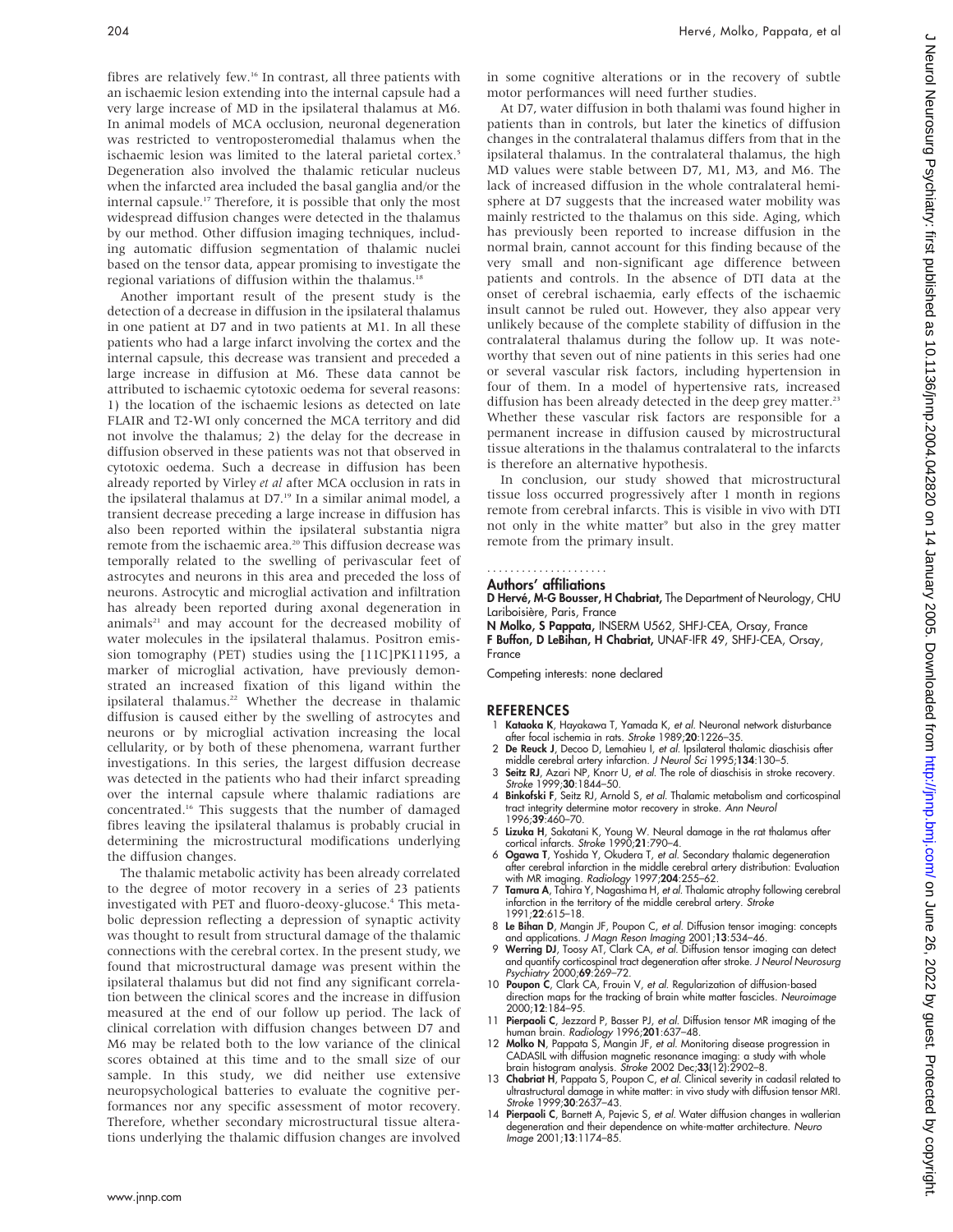fibres are relatively few.[16] In contrast, all three patients with an ischaemic lesion extending into the internal capsule had a very large increase of MD in the ipsilateral thalamus at M6. In animal models of MCA occlusion, neuronal degeneration was restricted to ventroposteromedial thalamus when the ischaemic lesion was limited to the lateral parietal cortex.[5] Degeneration also involved the thalamic reticular nucleus when the infarcted area included the basal ganglia and/or the internal capsule.[17] Therefore, it is possible that only the most widespread diffusion changes were detected in the thalamus by our method. Other diffusion imaging techniques, including automatic diffusion segmentation of thalamic nuclei based on the tensor data, appear promising to investigate the regional variations of diffusion within the thalamus.[18]

Another important result of the present study is the detection of a decrease in diffusion in the ipsilateral thalamus in one patient at D7 and in two patients at M1. In all these patients who had a large infarct involving the cortex and the internal capsule, this decrease was transient and preceded a large increase in diffusion at M6. These data cannot be attributed to ischaemic cytotoxic oedema for several reasons: 1) the location of the ischaemic lesions as detected on late FLAIR and T2-WI only concerned the MCA territory and did not involve the thalamus; 2) the delay for the decrease in diffusion observed in these patients was not that observed in cytotoxic oedema. Such a decrease in diffusion has been already reported by Virley *et al* after MCA occlusion in rats in the ipsilateral thalamus at D7.[19] In a similar animal model, a transient decrease preceding a large increase in diffusion has also been reported within the ipsilateral substantia nigra remote from the ischaemic area.[20] This diffusion decrease was temporally related to the swelling of perivascular feet of astrocytes and neurons in this area and preceded the loss of neurons. Astrocytic and microglial activation and infiltration has already been reported during axonal degeneration in animals[21] and may account for the decreased mobility of water molecules in the ipsilateral thalamus. Positron emission tomography (PET) studies using the [11C]PK11195, a marker of microglial activation, have previously demonstrated an increased fixation of this ligand within the ipsilateral thalamus.[22] Whether the decrease in thalamic diffusion is caused either by the swelling of astrocytes and neurons or by microglial activation increasing the local cellularity, or by both of these phenomena, warrant further investigations. In this series, the largest diffusion decrease was detected in the patients who had their infarct spreading over the internal capsule where thalamic radiations are concentrated.[16] This suggests that the number of damaged fibres leaving the ipsilateral thalamus is probably crucial in determining the microstructural modifications underlying the diffusion changes.

The thalamic metabolic activity has been already correlated to the degree of motor recovery in a series of 23 patients investigated with PET and fluoro-deoxy-glucose.[4] This metabolic depression reflecting a depression of synaptic activity was thought to result from structural damage of the thalamic connections with the cerebral cortex. In the present study, we found that microstructural damage was present within the ipsilateral thalamus but did not find any significant correlation between the clinical scores and the increase in diffusion measured at the end of our follow up period. The lack of clinical correlation with diffusion changes between D7 and M6 may be related both to the low variance of the clinical scores obtained at this time and to the small size of our sample. In this study, we did neither use extensive neuropsychological batteries to evaluate the cognitive performances nor any specific assessment of motor recovery. Therefore, whether secondary microstructural tissue alterations underlying the thalamic diffusion changes are involved in some cognitive alterations or in the recovery of subtle motor performances will need further studies.

At D7, water diffusion in both thalami was found higher in patients than in controls, but later the kinetics of diffusion changes in the contralateral thalamus differs from that in the ipsilateral thalamus. In the contralateral thalamus, the high MD values were stable between D7, M1, M3, and M6. The lack of increased diffusion in the whole contralateral hemisphere at D7 suggests that the increased water mobility was mainly restricted to the thalamus on this side. Aging, which has previously been reported to increase diffusion in the normal brain, cannot account for this finding because of the very small and non-significant age difference between patients and controls. In the absence of DTI data at the onset of cerebral ischaemia, early effects of the ischaemic insult cannot be ruled out. However, they also appear very unlikely because of the complete stability of diffusion in the contralateral thalamus during the follow up. It was noteworthy that seven out of nine patients in this series had one or several vascular risk factors, including hypertension in four of them. In a model of hypertensive rats, increased diffusion has been already detected in the deep grey matter.[23] Whether these vascular risk factors are responsible for a permanent increase in diffusion caused by microstructural tissue alterations in the thalamus contralateral to the infarcts is therefore an alternative hypothesis.

In conclusion, our study showed that microstructural tissue loss occurred progressively after 1 month in regions remote from cerebral infarcts. This is visible in vivo with DTI not only in the white matter[9] but also in the grey matter remote from the primary insult.

## Authors' affiliations

**D Hervé, M-G Bousser, H Chabriat,** The Department of Neurology, CHU Lariboisière, Paris, France
**N Molko, S Pappata,** INSERM U562, SHFJ-CEA, Orsay, France
**F Buffon, D LeBihan, H Chabriat,** UNAF-IFR 49, SHFJ-CEA, Orsay, France

Competing interests: none declared

## REFERENCES

1. **Kataoka K**, Hayakawa T, Yamada K, *et al*. Neuronal network disturbance after focal ischemia in rats. *Stroke* 1989;**20**:1226–35.
2. **De Reuck J**, Decoo D, Lemahieu I, *et al*. Ipsilateral thalamic diaschisis after middle cerebral artery infarction. *J Neurol Sci* 1995;**134**:130–5.
3. **Seitz RJ**, Azari NP, Knorr U, *et al*. The role of diaschisis in stroke recovery. *Stroke* 1999;**30**:1844–50.
4. **Binkofski F**, Seitz RJ, Arnold S, *et al*. Thalamic metabolism and corticospinal tract integrity determine motor recovery in stroke. *Ann Neurol* 1996;**39**:460–70.
5. **Lizuka H**, Sakatani K, Young W. Neural damage in the rat thalamus after cortical infarcts. *Stroke* 1990;**21**:790–4.
6. **Ogawa T**, Yoshida Y, Okudera T, *et al*. Secondary thalamic degeneration after cerebral infarction in the middle cerebral artery distribution: Evaluation with MR imaging. *Radiology* 1997;**204**:255–62.
7. **Tamura A**, Tahira Y, Nagashima H, *et al*. Thalamic atrophy following cerebral infarction in the territory of the middle cerebral artery. *Stroke* 1991;**22**:615–18.
8. **Le Bihan D**, Mangin JF, Poupon C, *et al*. Diffusion tensor imaging: concepts and applications. *J Magn Reson Imaging* 2001;**13**:534–46.
9. **Werring DJ**, Toosy AT, Clark CA, *et al*. Diffusion tensor imaging can detect and quantify corticospinal tract degeneration after stroke. *J Neurol Neurosurg Psychiatry* 2000;**69**:269–72.
10. **Poupon C**, Clark CA, Frouin V, *et al*. Regularization of diffusion-based direction maps for the tracking of brain white matter fascicles. *Neuroimage* 2000;**12**:184–95.
11. **Pierpaoli C**, Jezzard P, Basser PJ, *et al*. Diffusion tensor MR imaging of the human brain. *Radiology* 1996;**201**:637–48.
12. **Molko N**, Pappata S, Mangin JF, *et al*. Monitoring disease progression in CADASIL with diffusion magnetic resonance imaging: a study with whole brain histogram analysis. *Stroke* 2002 Dec;**33**(12):2902–8.
13. **Chabriat H**, Pappata S, Poupon C, *et al*. Clinical severity in cadasil related to ultrastructural damage in white matter: in vivo study with diffusion tensor MRI. *Stroke* 1999;**30**:2637–43.
14. **Pierpaoli C**, Barnett A, Pajevic S, *et al*. Water diffusion changes in wallerian degeneration and their dependence on white-matter architecture. *Neuro Image* 2001;**13**:1174–85.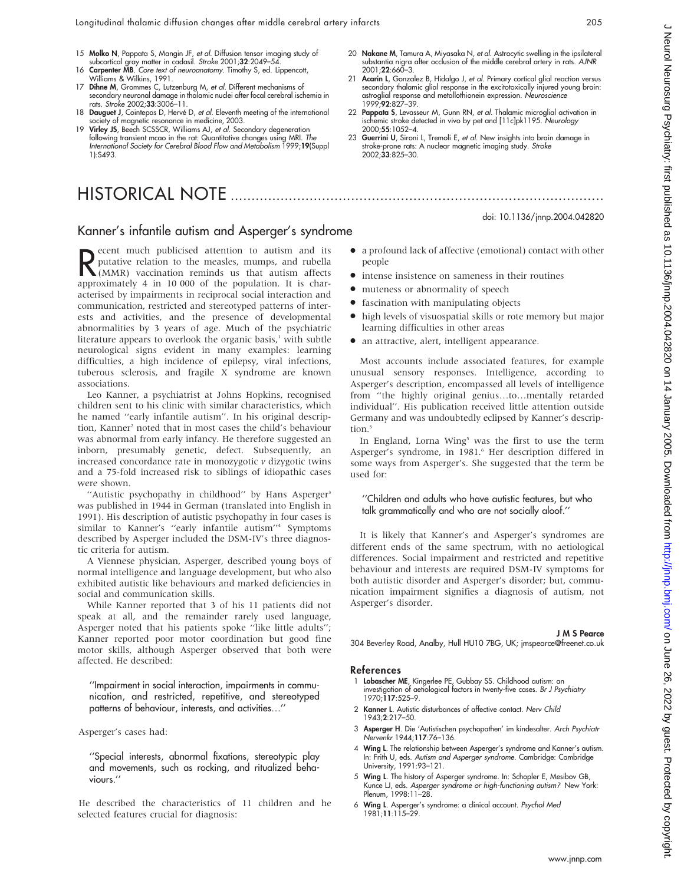15 **Molko N**, Pappata S, Mangin JF, *et al*. Diffusion tensor imaging study of subcortical gray matter in cadasil. *Stroke* 2001;**32**:2049–54.
16 **Carpenter MB**. *Core text of neuroanatomy*. Timothy S, ed. Lippencott, Williams & Wilkins, 1991.
17 **Dihne M**, Grommes C, Lutzenburg M, *et al*. Different mechanisms of secondary neuronal damage in thalamic nuclei after focal cerebral ischemia in rats. *Stroke* 2002;**33**:3006–11.
18 **Dauguet J**, Cointepas D, Hervé D, *et al*. Eleventh meeting of the international society of magnetic resonance in medicine, 2003.
19 **Virley JS**, Beech SCSSCR, Williams AJ, *et al*. Secondary degeneration following transient mcao in the rat: Quantitative changes using MRI. *The International Society for Cerebral Blood Flow and Metabolism* 1999;**19**(Suppl 1):S493.
20 **Nakane M**, Tamura A, Miyasaka N, *et al*. Astrocytic swelling in the ipsilateral substantia nigra after occlusion of the middle cerebral artery in rats. *AJNR* 2001;**22**:660–3.
21 **Acarin L**, Gonzalez B, Hidalgo J, *et al*. Primary cortical glial reaction versus secondary thalamic glial response in the excitotoxically injured young brain: astroglial response and metallothionein expression. *Neuroscience* 1999;**92**:827–39.
22 **Pappata S**, Levasseur M, Gunn RN, *et al*. Thalamic microglial activation in ischemic stroke detected in vivo by pet and [11c]pk1195. *Neurology* 2000;**55**:1052–4.
23 **Guerrini U**, Sironi L, Tremoli E, *et al*. New insights into brain damage in stroke-prone rats: A nuclear magnetic imaging study. *Stroke* 2002;**33**:825–30.

# HISTORICAL NOTE

doi: 10.1136/jnnp.2004.042820

## Kanner's infantile autism and Asperger's syndrome

Recent much publicised attention to autism and its putative relation to the measles, mumps, and rubella (MMR) vaccination reminds us that autism affects approximately 4 in 10 000 of the population. It is characterised by impairments in reciprocal social interaction and communication, restricted and stereotyped patterns of interests and activities, and the presence of developmental abnormalities by 3 years of age. Much of the psychiatric literature appears to overlook the organic basis,[1] with subtle neurological signs evident in many examples: learning difficulties, a high incidence of epilepsy, viral infections, tuberous sclerosis, and fragile X syndrome are known associations.

Leo Kanner, a psychiatrist at Johns Hopkins, recognised children sent to his clinic with similar characteristics, which he named "early infantile autism". In his original description, Kanner[2] noted that in most cases the child's behaviour was abnormal from early infancy. He therefore suggested an inborn, presumably genetic, defect. Subsequently, an increased concordance rate in monozygotic *v* dizygotic twins and a 75-fold increased risk to siblings of idiopathic cases were shown.

"Autistic psychopathy in childhood" by Hans Asperger[3] was published in 1944 in German (translated into English in 1991). His description of autistic psychopathy in four cases is similar to Kanner's "early infantile autism"[4] Symptoms described by Asperger included the DSM-IV's three diagnostic criteria for autism.

A Viennese physician, Asperger, described young boys of normal intelligence and language development, but who also exhibited autistic like behaviours and marked deficiencies in social and communication skills.

While Kanner reported that 3 of his 11 patients did not speak at all, and the remainder rarely used language, Asperger noted that his patients spoke "like little adults"; Kanner reported poor motor coordination but good fine motor skills, although Asperger observed that both were affected. He described:

> "Impairment in social interaction, impairments in communication, and restricted, repetitive, and stereotyped patterns of behaviour, interests, and activities…"

Asperger's cases had:

> "Special interests, abnormal fixations, stereotypic play and movements, such as rocking, and ritualized behaviours."

He described the characteristics of 11 children and he selected features crucial for diagnosis:

- a profound lack of affective (emotional) contact with other people
- intense insistence on sameness in their routines
- muteness or abnormality of speech
- fascination with manipulating objects
- high levels of visuospatial skills or rote memory but major learning difficulties in other areas
- an attractive, alert, intelligent appearance.

Most accounts include associated features, for example unusual sensory responses. Intelligence, according to Asperger's description, encompassed all levels of intelligence from "the highly original genius…to…mentally retarded individual". His publication received little attention outside Germany and was undoubtedly eclipsed by Kanner's description.[5]

In England, Lorna Wing[5] was the first to use the term Asperger's syndrome, in 1981.[6] Her description differed in some ways from Asperger's. She suggested that the term be used for:

> "Children and adults who have autistic features, but who talk grammatically and who are not socially aloof."

It is likely that Kanner's and Asperger's syndromes are different ends of the same spectrum, with no aetiological differences. Social impairment and restricted and repetitive behaviour and interests are required DSM-IV symptoms for both autistic disorder and Asperger's disorder; but, communication impairment signifies a diagnosis of autism, not Asperger's disorder.

**J M S Pearce**
304 Beverley Road, Anlaby, Hull HU10 7BG, UK; jmspearce@freenet.co.uk

### References

1 **Lobascher ME**, Kingerlee PE, Gubbay SS. Childhood autism: an investigation of aetiological factors in twenty-five cases. *Br J Psychiatry* 1970;**117**:525–9.
2 **Kanner L**. Autistic disturbances of affective contact. *Nerv Child* 1943;**2**:217–50.
3 **Asperger H**. Die 'Autistischen psychopathen' im kindesalter. *Arch Psychiatr Nervenkr* 1944;**117**:76–136.
4 **Wing L**. The relationship between Asperger's syndrome and Kanner's autism. In: Frith U, eds. *Autism and Asperger syndrome*. Cambridge: Cambridge University, 1991:93–121.
5 **Wing L**. The history of Asperger syndrome. In: Schopler E, Mesibov GB, Kunce LJ, eds. *Asperger syndrome or high-functioning autism?* New York: Plenum, 1998:11–28.
6 **Wing L**. Asperger's syndrome: a clinical account. *Psychol Med* 1981;**11**:115–29.